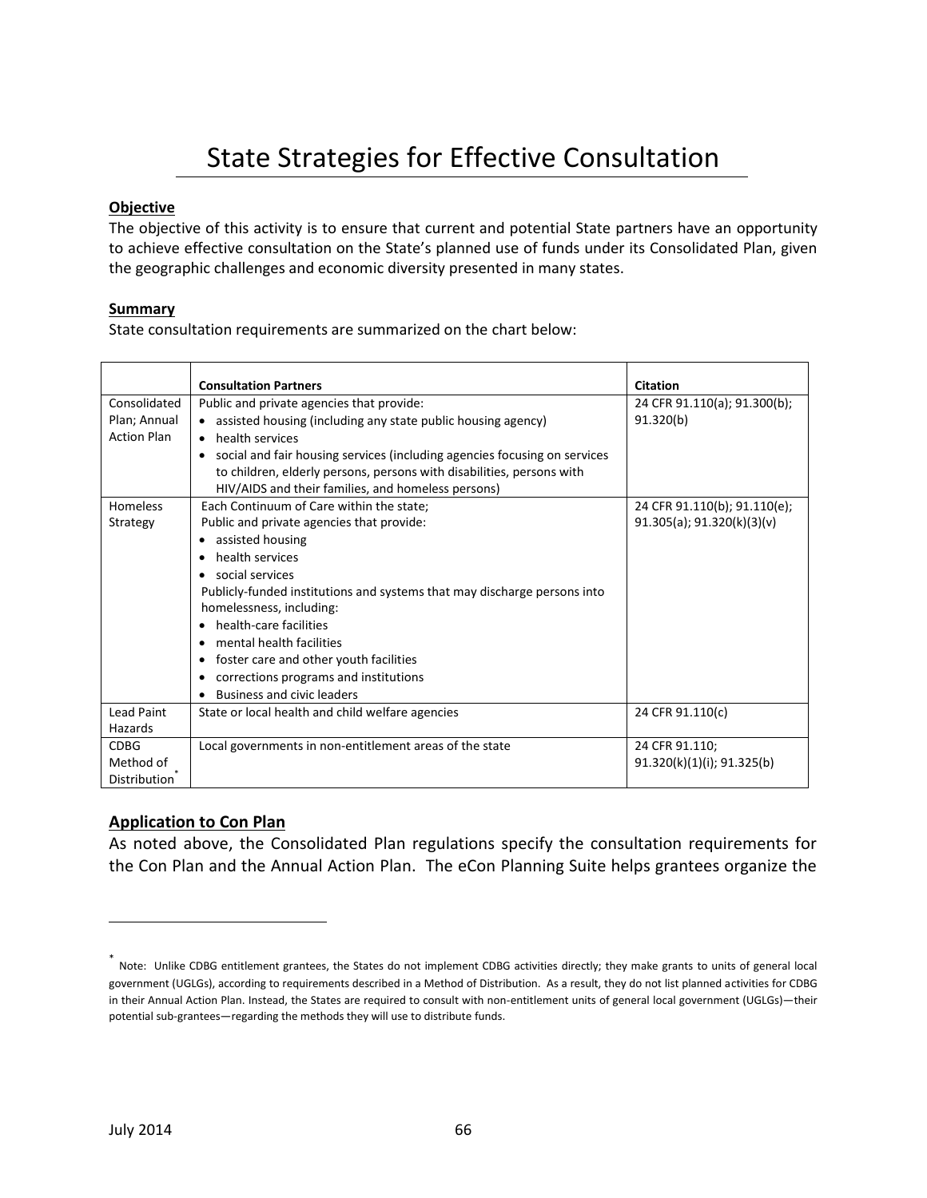# State Strategies for Effective Consultation

**Objective**

The objective of this activity is to ensure that current and potential State partners have an opportunity to achieve effective consultation on the State's planned use of funds under its Consolidated Plan, given the geographic challenges and economic diversity presented in many states.

**Summary**

State consultation requirements are summarized on the chart below:

| | **Consultation Partners** | **Citation** |
|---|---|---|
| Consolidated Plan; Annual Action Plan | Public and private agencies that provide:<br>• assisted housing (including any state public housing agency)<br>• health services<br>• social and fair housing services (including agencies focusing on services to children, elderly persons, persons with disabilities, persons with HIV/AIDS and their families, and homeless persons) | 24 CFR 91.110(a); 91.300(b); 91.320(b) |
| Homeless Strategy | Each Continuum of Care within the state;<br>Public and private agencies that provide:<br>• assisted housing<br>• health services<br>• social services<br>Publicly-funded institutions and systems that may discharge persons into homelessness, including:<br>• health-care facilities<br>• mental health facilities<br>• foster care and other youth facilities<br>• corrections programs and institutions<br>• Business and civic leaders | 24 CFR 91.110(b); 91.110(e); 91.305(a); 91.320(k)(3)(v) |
| Lead Paint Hazards | State or local health and child welfare agencies | 24 CFR 91.110(c) |
| CDBG Method of Distribution* | Local governments in non-entitlement areas of the state | 24 CFR 91.110; 91.320(k)(1)(i); 91.325(b) |

**Application to Con Plan**

As noted above, the Consolidated Plan regulations specify the consultation requirements for the Con Plan and the Annual Action Plan. The eCon Planning Suite helps grantees organize the

* Note: Unlike CDBG entitlement grantees, the States do not implement CDBG activities directly; they make grants to units of general local government (UGLGs), according to requirements described in a Method of Distribution. As a result, they do not list planned activities for CDBG in their Annual Action Plan. Instead, the States are required to consult with non-entitlement units of general local government (UGLGs)—their potential sub-grantees—regarding the methods they will use to distribute funds.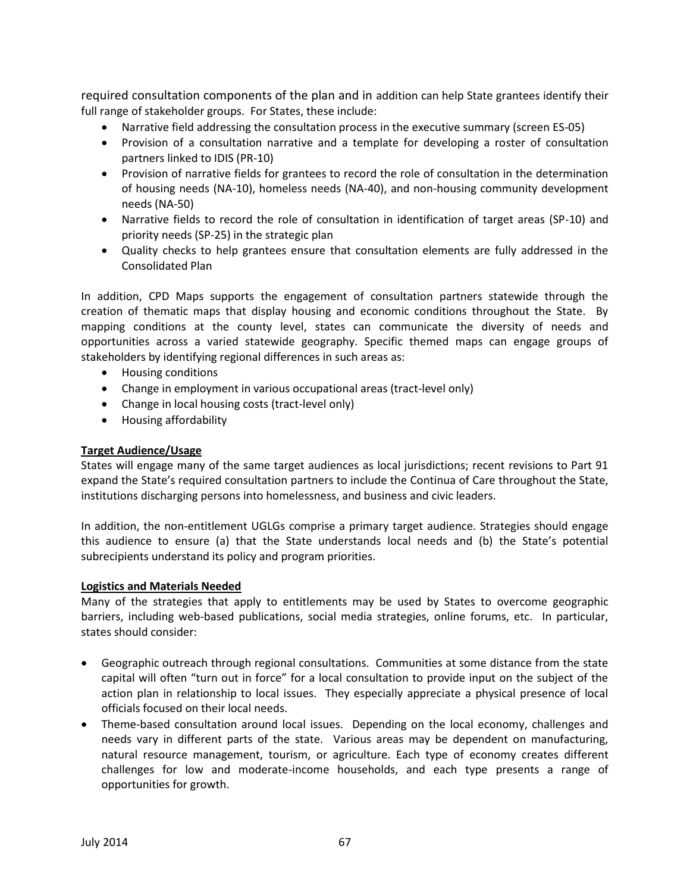required consultation components of the plan and in addition can help State grantees identify their full range of stakeholder groups. For States, these include:

- Narrative field addressing the consultation process in the executive summary (screen ES-05)
- Provision of a consultation narrative and a template for developing a roster of consultation partners linked to IDIS (PR-10)
- Provision of narrative fields for grantees to record the role of consultation in the determination of housing needs (NA-10), homeless needs (NA-40), and non-housing community development needs (NA-50)
- Narrative fields to record the role of consultation in identification of target areas (SP-10) and priority needs (SP-25) in the strategic plan
- Quality checks to help grantees ensure that consultation elements are fully addressed in the Consolidated Plan

In addition, CPD Maps supports the engagement of consultation partners statewide through the creation of thematic maps that display housing and economic conditions throughout the State. By mapping conditions at the county level, states can communicate the diversity of needs and opportunities across a varied statewide geography. Specific themed maps can engage groups of stakeholders by identifying regional differences in such areas as:

- Housing conditions
- Change in employment in various occupational areas (tract-level only)
- Change in local housing costs (tract-level only)
- Housing affordability

**Target Audience/Usage**

States will engage many of the same target audiences as local jurisdictions; recent revisions to Part 91 expand the State's required consultation partners to include the Continua of Care throughout the State, institutions discharging persons into homelessness, and business and civic leaders.

In addition, the non-entitlement UGLGs comprise a primary target audience. Strategies should engage this audience to ensure (a) that the State understands local needs and (b) the State's potential subrecipients understand its policy and program priorities.

**Logistics and Materials Needed**

Many of the strategies that apply to entitlements may be used by States to overcome geographic barriers, including web-based publications, social media strategies, online forums, etc. In particular, states should consider:

- Geographic outreach through regional consultations. Communities at some distance from the state capital will often "turn out in force" for a local consultation to provide input on the subject of the action plan in relationship to local issues. They especially appreciate a physical presence of local officials focused on their local needs.
- Theme-based consultation around local issues. Depending on the local economy, challenges and needs vary in different parts of the state. Various areas may be dependent on manufacturing, natural resource management, tourism, or agriculture. Each type of economy creates different challenges for low and moderate-income households, and each type presents a range of opportunities for growth.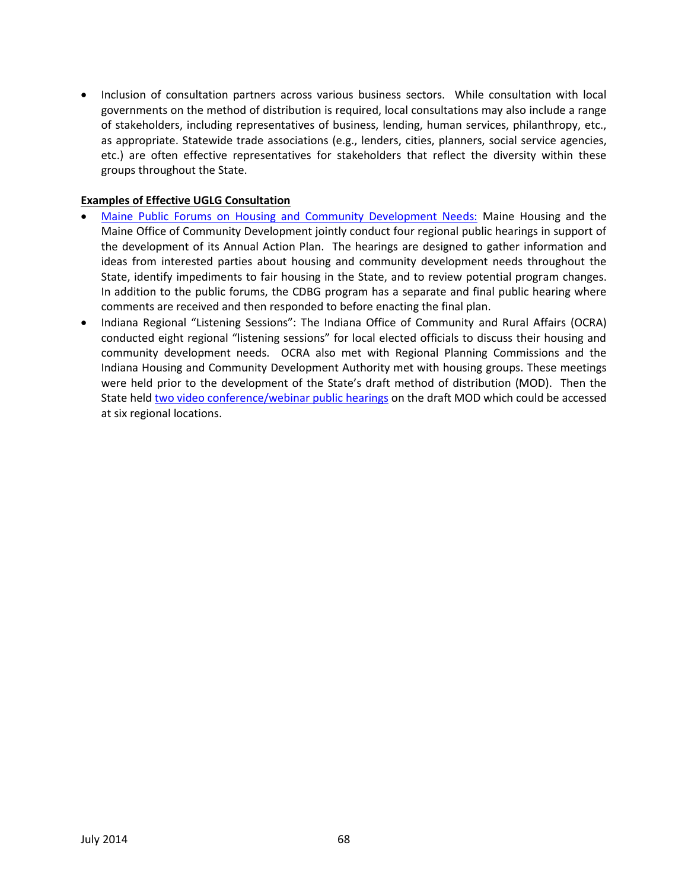- Inclusion of consultation partners across various business sectors. While consultation with local governments on the method of distribution is required, local consultations may also include a range of stakeholders, including representatives of business, lending, human services, philanthropy, etc., as appropriate. Statewide trade associations (e.g., lenders, cities, planners, social service agencies, etc.) are often effective representatives for stakeholders that reflect the diversity within these groups throughout the State.

**Examples of Effective UGLG Consultation**

- Maine Public Forums on Housing and Community Development Needs: Maine Housing and the Maine Office of Community Development jointly conduct four regional public hearings in support of the development of its Annual Action Plan. The hearings are designed to gather information and ideas from interested parties about housing and community development needs throughout the State, identify impediments to fair housing in the State, and to review potential program changes. In addition to the public forums, the CDBG program has a separate and final public hearing where comments are received and then responded to before enacting the final plan.
- Indiana Regional "Listening Sessions": The Indiana Office of Community and Rural Affairs (OCRA) conducted eight regional "listening sessions" for local elected officials to discuss their housing and community development needs. OCRA also met with Regional Planning Commissions and the Indiana Housing and Community Development Authority met with housing groups. These meetings were held prior to the development of the State's draft method of distribution (MOD). Then the State held two video conference/webinar public hearings on the draft MOD which could be accessed at six regional locations.